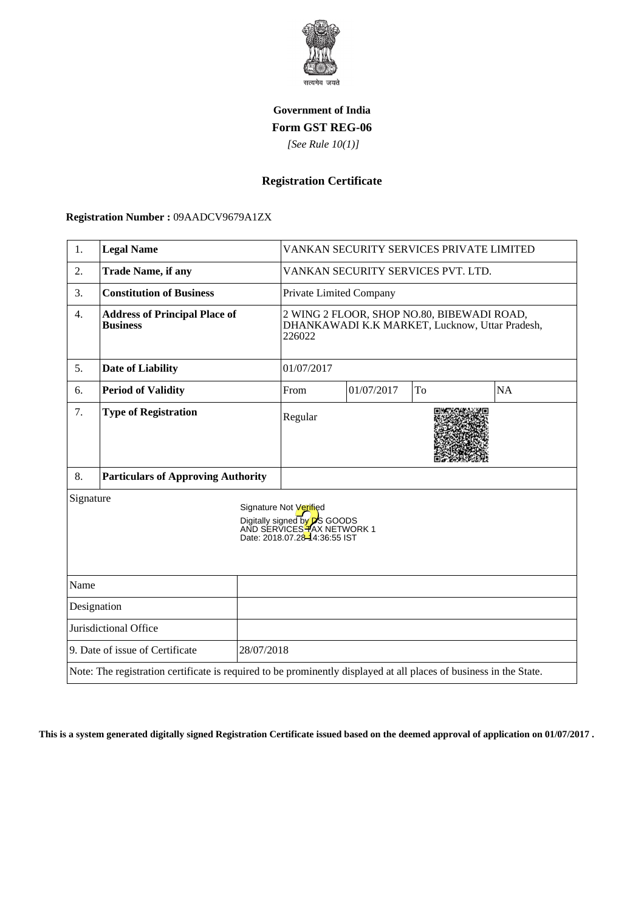सत्यमेव जयते

**Government of India**

**Form GST REG-06**

*[See Rule 10(1)]*

## Registration Certificate

**Registration Number :** 09AADCV9679A1ZX

| | | | | | |
|---|---|---|---|---|---|
| 1. | **Legal Name** | VANKAN SECURITY SERVICES PRIVATE LIMITED | | | |
| 2. | **Trade Name, if any** | VANKAN SECURITY SERVICES PVT. LTD. | | | |
| 3. | **Constitution of Business** | Private Limited Company | | | |
| 4. | **Address of Principal Place of Business** | 2 WING 2 FLOOR, SHOP NO.80, BIBEWADI ROAD, DHANKAWADI K.K MARKET, Lucknow, Uttar Pradesh, 226022 | | | |
| 5. | **Date of Liability** | 01/07/2017 | | | |
| 6. | **Period of Validity** | From | 01/07/2017 | To | NA |
| 7. | **Type of Registration** | Regular | | | |
| 8. | **Particulars of Approving Authority** | | | | |

Signature

Signature Not Verified
Digitally signed by DS GOODS AND SERVICES TAX NETWORK 1
Date: 2018.07.28 14:36:55 IST

| | |
|---|---|
| Name | |
| Designation | |
| Jurisdictional Office | |
| 9. Date of issue of Certificate | 28/07/2018 |

Note: The registration certificate is required to be prominently displayed at all places of business in the State.

**This is a system generated digitally signed Registration Certificate issued based on the deemed approval of application on 01/07/2017 .**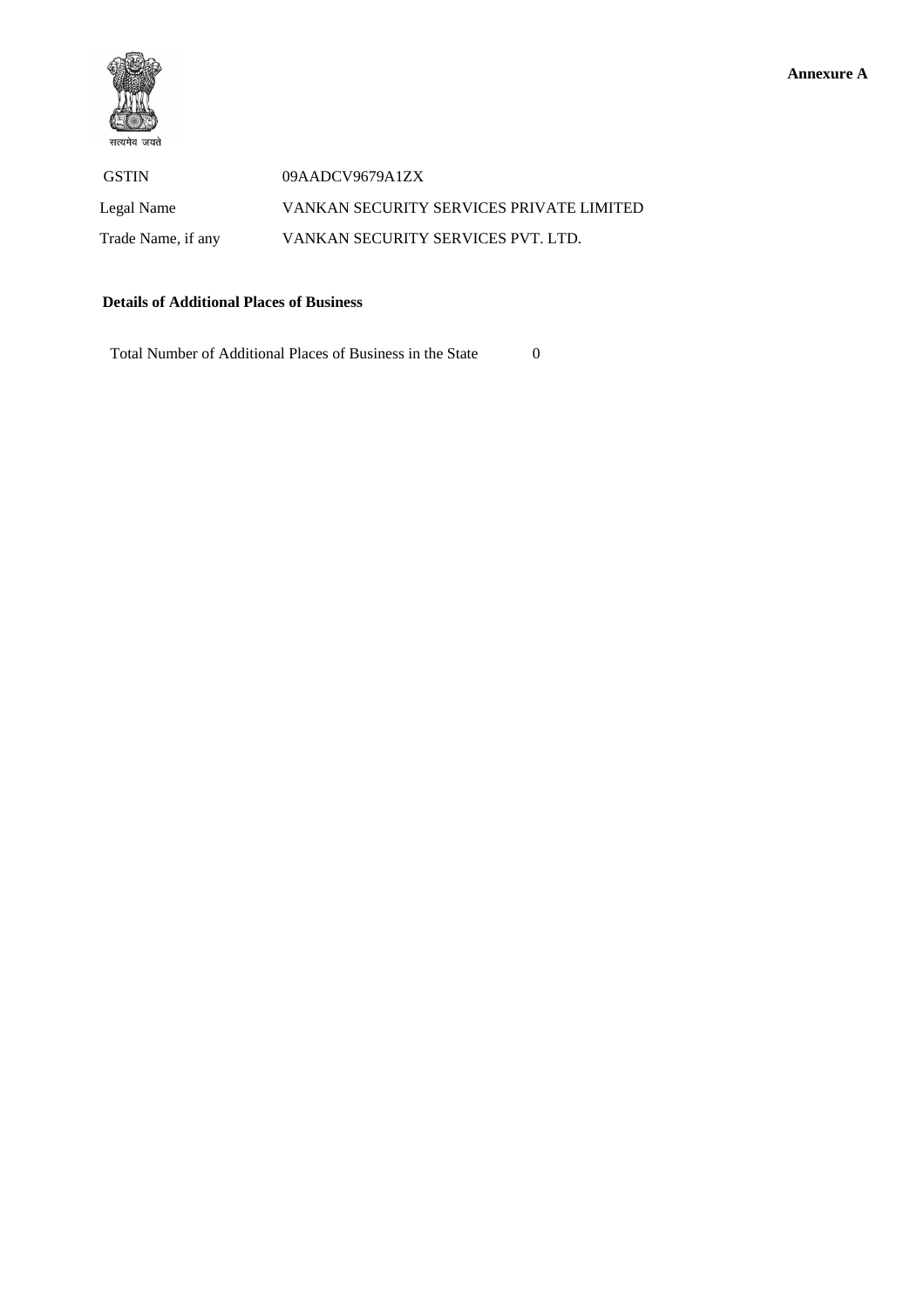**Annexure A**

सत्यमेव जयते

| | |
|---|---|
| GSTIN | 09AADCV9679A1ZX |
| Legal Name | VANKAN SECURITY SERVICES PRIVATE LIMITED |
| Trade Name, if any | VANKAN SECURITY SERVICES PVT. LTD. |

**Details of Additional Places of Business**

Total Number of Additional Places of Business in the State 0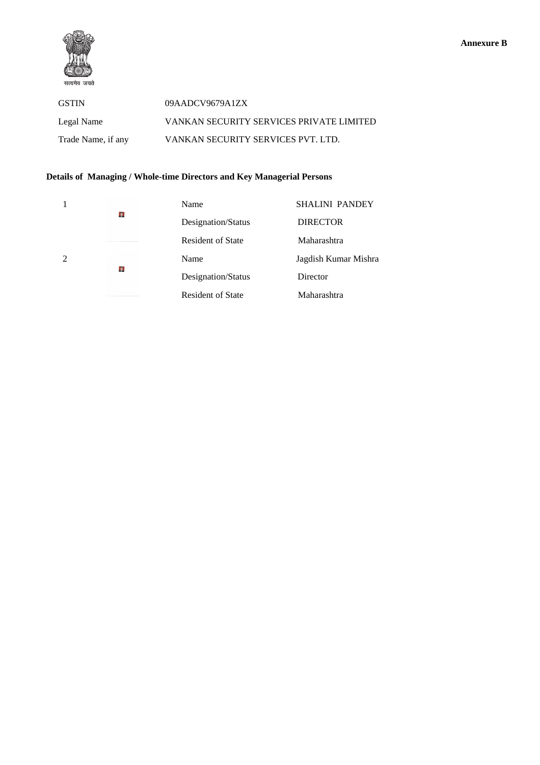Annexure B

| | |
|---|---|
| GSTIN | 09AADCV9679A1ZX |
| Legal Name | VANKAN SECURITY SERVICES PRIVATE LIMITED |
| Trade Name, if any | VANKAN SECURITY SERVICES PVT. LTD. |

**Details of Managing / Whole-time Directors and Key Managerial Persons**

| | | |
|---|---|---|
| 1 | Name | SHALINI PANDEY |
| | Designation/Status | DIRECTOR |
| | Resident of State | Maharashtra |
| 2 | Name | Jagdish Kumar Mishra |
| | Designation/Status | Director |
| | Resident of State | Maharashtra |